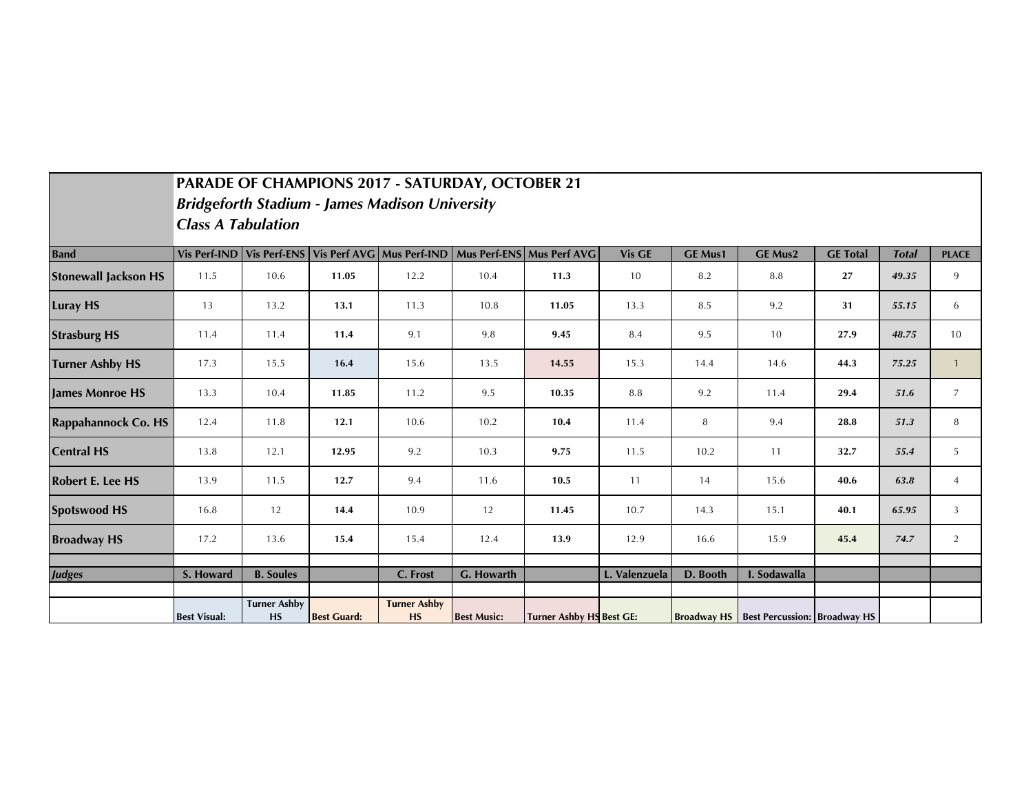# PARADE OF CHAMPIONS 2017 - SATURDAY, OCTOBER 21

## *Bridgeforth Stadium - James Madison University*

## *Class A Tabulation*

| Band | Vis Perf-IND | Vis Perf-ENS | Vis Perf AVG | Mus Perf-IND | Mus Perf-ENS | Mus Perf AVG | Vis GE | GE Mus1 | GE Mus2 | GE Total | *Total* | PLACE |
|---|---|---|---|---|---|---|---|---|---|---|---|---|
| **Stonewall Jackson HS** | 11.5 | 10.6 | **11.05** | 12.2 | 10.4 | **11.3** | 10 | 8.2 | 8.8 | **27** | ***49.35*** | 9 |
| **Luray HS** | 13 | 13.2 | **13.1** | 11.3 | 10.8 | **11.05** | 13.3 | 8.5 | 9.2 | **31** | ***55.15*** | 6 |
| **Strasburg HS** | 11.4 | 11.4 | **11.4** | 9.1 | 9.8 | **9.45** | 8.4 | 9.5 | 10 | **27.9** | ***48.75*** | 10 |
| **Turner Ashby HS** | 17.3 | 15.5 | **16.4** | 15.6 | 13.5 | **14.55** | 15.3 | 14.4 | 14.6 | **44.3** | ***75.25*** | 1 |
| **James Monroe HS** | 13.3 | 10.4 | **11.85** | 11.2 | 9.5 | **10.35** | 8.8 | 9.2 | 11.4 | **29.4** | ***51.6*** | 7 |
| **Rappahannock Co. HS** | 12.4 | 11.8 | **12.1** | 10.6 | 10.2 | **10.4** | 11.4 | 8 | 9.4 | **28.8** | ***51.3*** | 8 |
| **Central HS** | 13.8 | 12.1 | **12.95** | 9.2 | 10.3 | **9.75** | 11.5 | 10.2 | 11 | **32.7** | ***55.4*** | 5 |
| **Robert E. Lee HS** | 13.9 | 11.5 | **12.7** | 9.4 | 11.6 | **10.5** | 11 | 14 | 15.6 | **40.6** | ***63.8*** | 4 |
| **Spotswood HS** | 16.8 | 12 | **14.4** | 10.9 | 12 | **11.45** | 10.7 | 14.3 | 15.1 | **40.1** | ***65.95*** | 3 |
| **Broadway HS** | 17.2 | 13.6 | **15.4** | 15.4 | 12.4 | **13.9** | 12.9 | 16.6 | 15.9 | **45.4** | ***74.7*** | 2 |
| | | | | | | | | | | | | |
| ***Judges*** | **S. Howard** | **B. Soules** | | **C. Frost** | **G. Howarth** | | **L. Valenzuela** | **D. Booth** | **I. Sodawalla** | | | |
| | | | | | | | | | | | | |
| | **Best Visual:** | **Turner Ashby HS** | **Best Guard:** | **Turner Ashby HS** | **Best Music:** | **Turner Ashby HS** | **Best GE:** | **Broadway HS** | **Best Percussion:** | **Broadway HS** | | |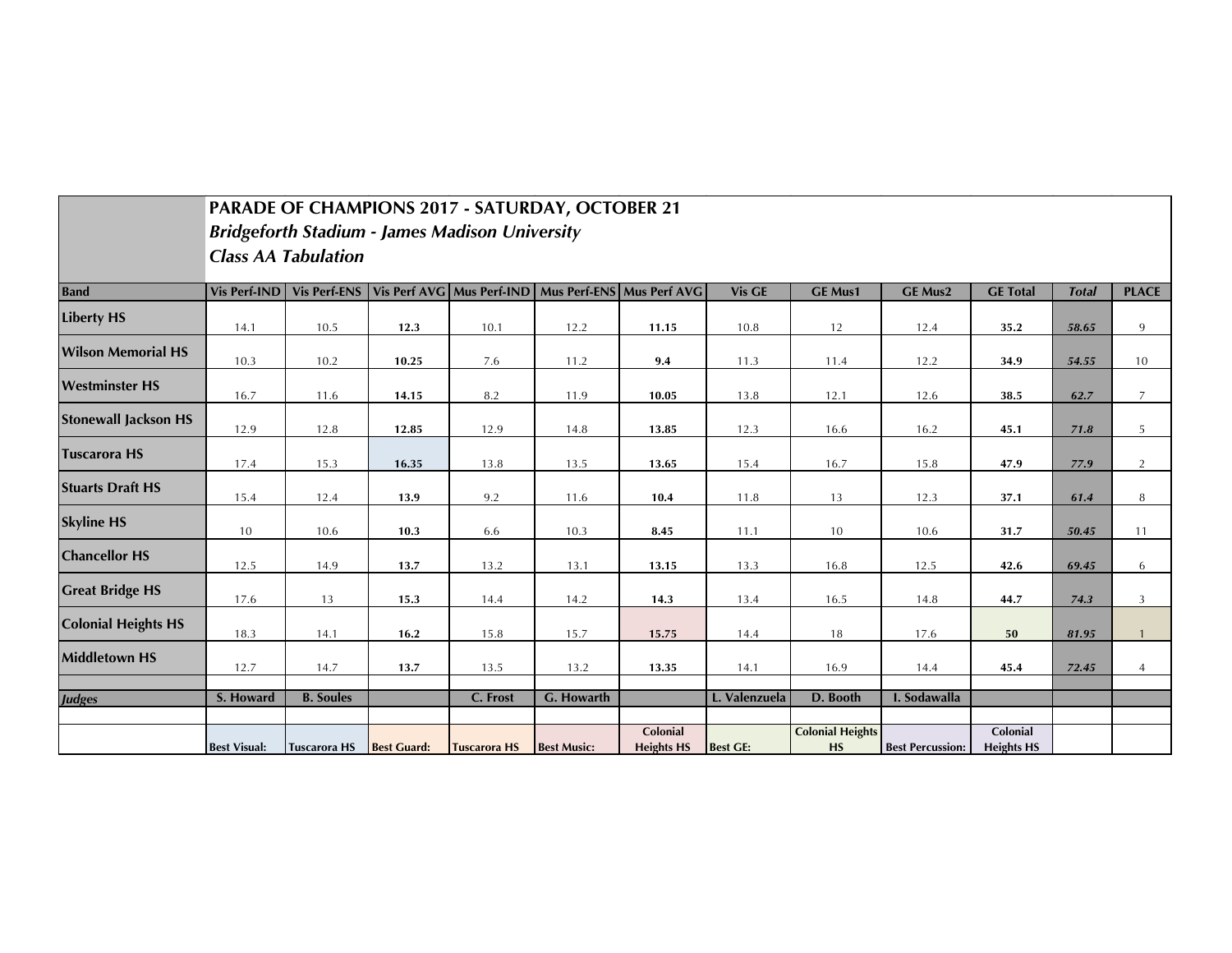# PARADE OF CHAMPIONS 2017 - SATURDAY, OCTOBER 21

***Bridgeforth Stadium - James Madison University***

***Class AA Tabulation***

| Band | Vis Perf-IND | Vis Perf-ENS | Vis Perf AVG | Mus Perf-IND | Mus Perf-ENS | Mus Perf AVG | Vis GE | GE Mus1 | GE Mus2 | GE Total | *Total* | PLACE |
|---|---|---|---|---|---|---|---|---|---|---|---|---|
| Liberty HS | 14.1 | 10.5 | **12.3** | 10.1 | 12.2 | **11.15** | 10.8 | 12 | 12.4 | **35.2** | ***58.65*** | 9 |
| Wilson Memorial HS | 10.3 | 10.2 | **10.25** | 7.6 | 11.2 | **9.4** | 11.3 | 11.4 | 12.2 | **34.9** | ***54.55*** | 10 |
| Westminster HS | 16.7 | 11.6 | **14.15** | 8.2 | 11.9 | **10.05** | 13.8 | 12.1 | 12.6 | **38.5** | ***62.7*** | 7 |
| Stonewall Jackson HS | 12.9 | 12.8 | **12.85** | 12.9 | 14.8 | **13.85** | 12.3 | 16.6 | 16.2 | **45.1** | ***71.8*** | 5 |
| Tuscarora HS | 17.4 | 15.3 | **16.35** | 13.8 | 13.5 | **13.65** | 15.4 | 16.7 | 15.8 | **47.9** | ***77.9*** | 2 |
| Stuarts Draft HS | 15.4 | 12.4 | **13.9** | 9.2 | 11.6 | **10.4** | 11.8 | 13 | 12.3 | **37.1** | ***61.4*** | 8 |
| Skyline HS | 10 | 10.6 | **10.3** | 6.6 | 10.3 | **8.45** | 11.1 | 10 | 10.6 | **31.7** | ***50.45*** | 11 |
| Chancellor HS | 12.5 | 14.9 | **13.7** | 13.2 | 13.1 | **13.15** | 13.3 | 16.8 | 12.5 | **42.6** | ***69.45*** | 6 |
| Great Bridge HS | 17.6 | 13 | **15.3** | 14.4 | 14.2 | **14.3** | 13.4 | 16.5 | 14.8 | **44.7** | ***74.3*** | 3 |
| Colonial Heights HS | 18.3 | 14.1 | **16.2** | 15.8 | 15.7 | **15.75** | 14.4 | 18 | 17.6 | **50** | ***81.95*** | 1 |
| Middletown HS | 12.7 | 14.7 | **13.7** | 13.5 | 13.2 | **13.35** | 14.1 | 16.9 | 14.4 | **45.4** | ***72.45*** | 4 |
| | | | | | | | | | | | | |
| ***Judges*** | **S. Howard** | **B. Soules** | | **C. Frost** | **G. Howarth** | | **L. Valenzuela** | **D. Booth** | **I. Sodawalla** | | | |
| | | | | | | | | | | | | |
| | **Best Visual:** | **Tuscarora HS** | **Best Guard:** | **Tuscarora HS** | **Best Music:** | **Colonial Heights HS** | **Best GE:** | **Colonial Heights HS** | **Best Percussion:** | **Colonial Heights HS** | | |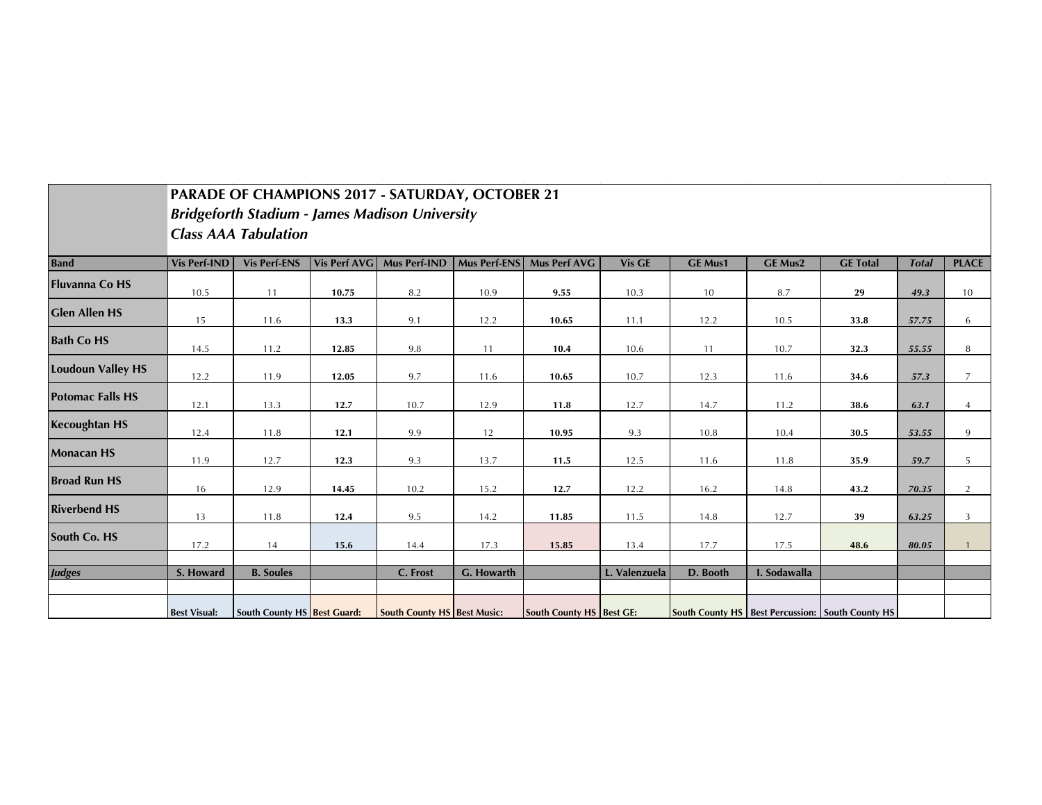# PARADE OF CHAMPIONS 2017 - SATURDAY, OCTOBER 21

## *Bridgeforth Stadium - James Madison University*

## *Class AAA Tabulation*

| Band | Vis Perf-IND | Vis Perf-ENS | Vis Perf AVG | Mus Perf-IND | Mus Perf-ENS | Mus Perf AVG | Vis GE | GE Mus1 | GE Mus2 | GE Total | *Total* | PLACE |
|---|---|---|---|---|---|---|---|---|---|---|---|---|
| Fluvanna Co HS | 10.5 | 11 | **10.75** | 8.2 | 10.9 | **9.55** | 10.3 | 10 | 8.7 | **29** | ***49.3*** | 10 |
| Glen Allen HS | 15 | 11.6 | **13.3** | 9.1 | 12.2 | **10.65** | 11.1 | 12.2 | 10.5 | **33.8** | ***57.75*** | 6 |
| Bath Co HS | 14.5 | 11.2 | **12.85** | 9.8 | 11 | **10.4** | 10.6 | 11 | 10.7 | **32.3** | ***55.55*** | 8 |
| Loudoun Valley HS | 12.2 | 11.9 | **12.05** | 9.7 | 11.6 | **10.65** | 10.7 | 12.3 | 11.6 | **34.6** | ***57.3*** | 7 |
| Potomac Falls HS | 12.1 | 13.3 | **12.7** | 10.7 | 12.9 | **11.8** | 12.7 | 14.7 | 11.2 | **38.6** | ***63.1*** | 4 |
| Kecoughtan HS | 12.4 | 11.8 | **12.1** | 9.9 | 12 | **10.95** | 9.3 | 10.8 | 10.4 | **30.5** | ***53.55*** | 9 |
| Monacan HS | 11.9 | 12.7 | **12.3** | 9.3 | 13.7 | **11.5** | 12.5 | 11.6 | 11.8 | **35.9** | ***59.7*** | 5 |
| Broad Run HS | 16 | 12.9 | **14.45** | 10.2 | 15.2 | **12.7** | 12.2 | 16.2 | 14.8 | **43.2** | ***70.35*** | 2 |
| Riverbend HS | 13 | 11.8 | **12.4** | 9.5 | 14.2 | **11.85** | 11.5 | 14.8 | 12.7 | **39** | ***63.25*** | 3 |
| South Co. HS | 17.2 | 14 | **15.6** | 14.4 | 17.3 | **15.85** | 13.4 | 17.7 | 17.5 | **48.6** | ***80.05*** | 1 |
| | | | | | | | | | | | | |
| ***Judges*** | **S. Howard** | **B. Soules** | | **C. Frost** | **G. Howarth** | | **L. Valenzuela** | **D. Booth** | **I. Sodawalla** | | | |
| | | | | | | | | | | | | |
| | **Best Visual:** | **South County HS** | **Best Guard:** | **South County HS** | **Best Music:** | **South County HS** | **Best GE:** | **South County HS** | **Best Percussion:** | **South County HS** | | |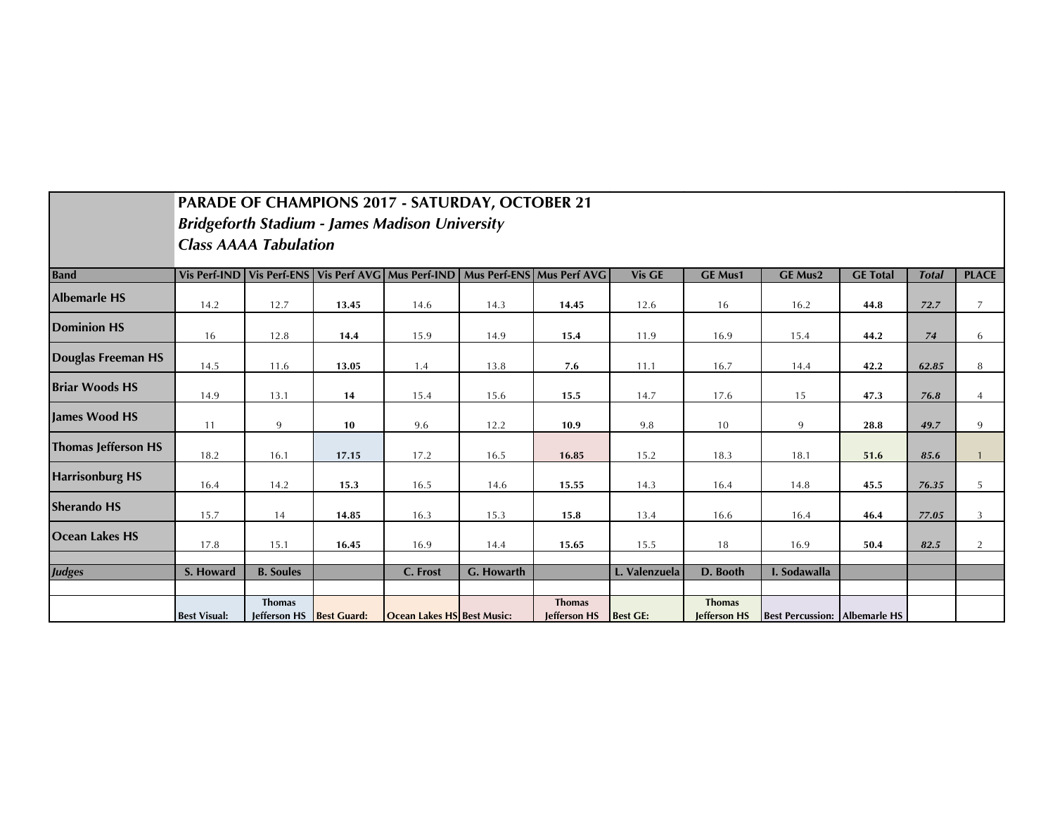## PARADE OF CHAMPIONS 2017 - SATURDAY, OCTOBER 21

***Bridgeforth Stadium - James Madison University***

***Class AAAA Tabulation***

| Band | Vis Perf-IND | Vis Perf-ENS | Vis Perf AVG | Mus Perf-IND | Mus Perf-ENS | Mus Perf AVG | Vis GE | GE Mus1 | GE Mus2 | GE Total | *Total* | PLACE |
|---|---|---|---|---|---|---|---|---|---|---|---|---|
| Albemarle HS | 14.2 | 12.7 | **13.45** | 14.6 | 14.3 | **14.45** | 12.6 | 16 | 16.2 | **44.8** | ***72.7*** | 7 |
| Dominion HS | 16 | 12.8 | **14.4** | 15.9 | 14.9 | **15.4** | 11.9 | 16.9 | 15.4 | **44.2** | ***74*** | 6 |
| Douglas Freeman HS | 14.5 | 11.6 | **13.05** | 1.4 | 13.8 | **7.6** | 11.1 | 16.7 | 14.4 | **42.2** | ***62.85*** | 8 |
| Briar Woods HS | 14.9 | 13.1 | **14** | 15.4 | 15.6 | **15.5** | 14.7 | 17.6 | 15 | **47.3** | ***76.8*** | 4 |
| James Wood HS | 11 | 9 | **10** | 9.6 | 12.2 | **10.9** | 9.8 | 10 | 9 | **28.8** | ***49.7*** | 9 |
| Thomas Jefferson HS | 18.2 | 16.1 | **17.15** | 17.2 | 16.5 | **16.85** | 15.2 | 18.3 | 18.1 | **51.6** | ***85.6*** | 1 |
| Harrisonburg HS | 16.4 | 14.2 | **15.3** | 16.5 | 14.6 | **15.55** | 14.3 | 16.4 | 14.8 | **45.5** | ***76.35*** | 5 |
| Sherando HS | 15.7 | 14 | **14.85** | 16.3 | 15.3 | **15.8** | 13.4 | 16.6 | 16.4 | **46.4** | ***77.05*** | 3 |
| Ocean Lakes HS | 17.8 | 15.1 | **16.45** | 16.9 | 14.4 | **15.65** | 15.5 | 18 | 16.9 | **50.4** | ***82.5*** | 2 |
| | | | | | | | | | | | | |
| ***Judges*** | S. Howard | B. Soules | | C. Frost | G. Howarth | | L. Valenzuela | D. Booth | I. Sodawalla | | | |
| | | | | | | | | | | | | |
| | Best Visual: | Thomas Jefferson HS | Best Guard: | Ocean Lakes HS | Best Music: | Thomas Jefferson HS | Best GE: | Thomas Jefferson HS | Best Percussion: | Albemarle HS | | |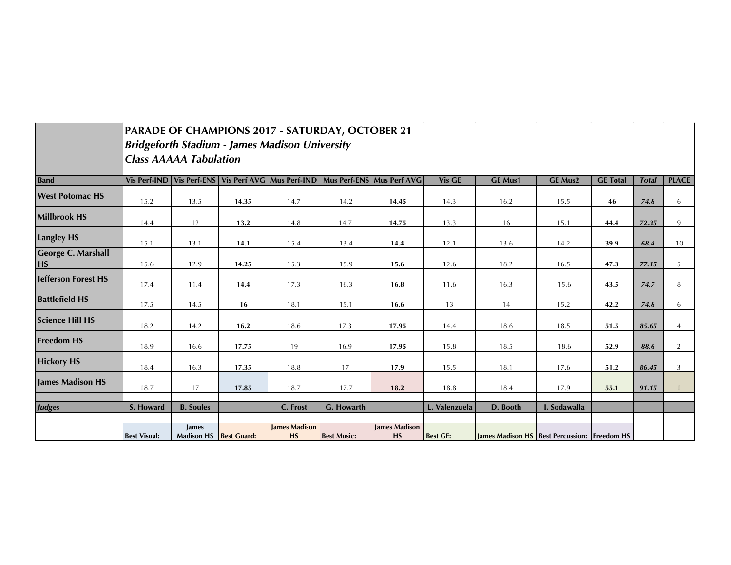**PARADE OF CHAMPIONS 2017 - SATURDAY, OCTOBER 21**

***Bridgeforth Stadium - James Madison University***

***Class AAAAA Tabulation***

| Band | Vis Perf-IND | Vis Perf-ENS | Vis Perf AVG | Mus Perf-IND | Mus Perf-ENS | Mus Perf AVG | Vis GE | GE Mus1 | GE Mus2 | GE Total | *Total* | PLACE |
|---|---|---|---|---|---|---|---|---|---|---|---|---|
| West Potomac HS | 15.2 | 13.5 | **14.35** | 14.7 | 14.2 | **14.45** | 14.3 | 16.2 | 15.5 | **46** | ***74.8*** | 6 |
| Millbrook HS | 14.4 | 12 | **13.2** | 14.8 | 14.7 | **14.75** | 13.3 | 16 | 15.1 | **44.4** | ***72.35*** | 9 |
| Langley HS | 15.1 | 13.1 | **14.1** | 15.4 | 13.4 | **14.4** | 12.1 | 13.6 | 14.2 | **39.9** | ***68.4*** | 10 |
| George C. Marshall HS | 15.6 | 12.9 | **14.25** | 15.3 | 15.9 | **15.6** | 12.6 | 18.2 | 16.5 | **47.3** | ***77.15*** | 5 |
| Jefferson Forest HS | 17.4 | 11.4 | **14.4** | 17.3 | 16.3 | **16.8** | 11.6 | 16.3 | 15.6 | **43.5** | ***74.7*** | 8 |
| Battlefield HS | 17.5 | 14.5 | **16** | 18.1 | 15.1 | **16.6** | 13 | 14 | 15.2 | **42.2** | ***74.8*** | 6 |
| Science Hill HS | 18.2 | 14.2 | **16.2** | 18.6 | 17.3 | **17.95** | 14.4 | 18.6 | 18.5 | **51.5** | ***85.65*** | 4 |
| Freedom HS | 18.9 | 16.6 | **17.75** | 19 | 16.9 | **17.95** | 15.8 | 18.5 | 18.6 | **52.9** | ***88.6*** | 2 |
| Hickory HS | 18.4 | 16.3 | **17.35** | 18.8 | 17 | **17.9** | 15.5 | 18.1 | 17.6 | **51.2** | ***86.45*** | 3 |
| James Madison HS | 18.7 | 17 | **17.85** | 18.7 | 17.7 | **18.2** | 18.8 | 18.4 | 17.9 | **55.1** | ***91.15*** | 1 |
| | | | | | | | | | | | | |
| ***Judges*** | **S. Howard** | **B. Soules** | | **C. Frost** | **G. Howarth** | | **L. Valenzuela** | **D. Booth** | **I. Sodawalla** | | | |
| | | | | | | | | | | | | |
| | **Best Visual:** | **James Madison HS** | **Best Guard:** | **James Madison HS** | **Best Music:** | **James Madison HS** | **Best GE:** | **James Madison HS** | **Best Percussion:** | **Freedom HS** | | |